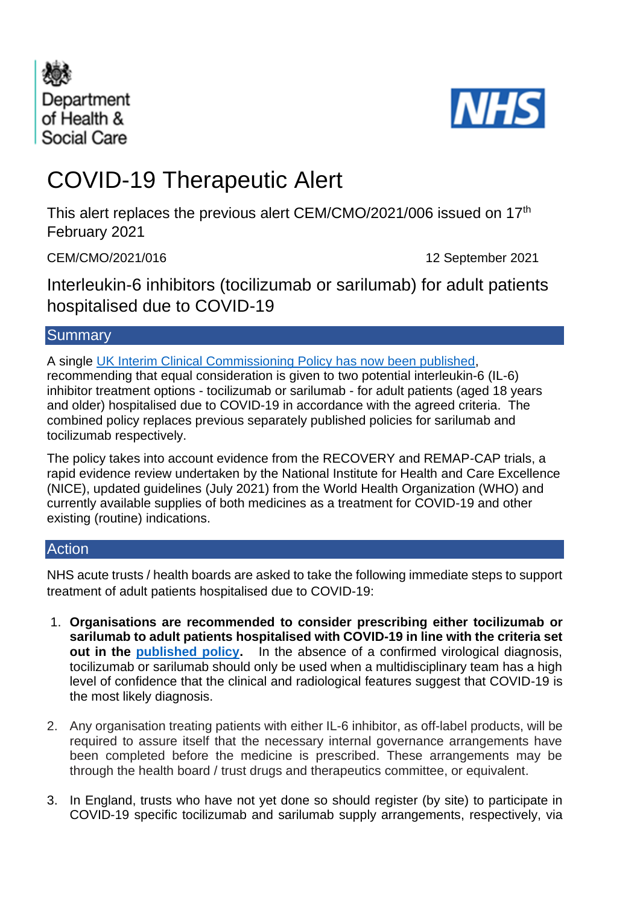Department of Health & Social Care

NHS

# COVID-19 Therapeutic Alert

This alert replaces the previous alert CEM/CMO/2021/006 issued on 17th February 2021

CEM/CMO/2021/016 12 September 2021

## Interleukin-6 inhibitors (tocilizumab or sarilumab) for adult patients hospitalised due to COVID-19

## Summary

A single UK Interim Clinical Commissioning Policy has now been published, recommending that equal consideration is given to two potential interleukin-6 (IL-6) inhibitor treatment options - tocilizumab or sarilumab - for adult patients (aged 18 years and older) hospitalised due to COVID-19 in accordance with the agreed criteria. The combined policy replaces previous separately published policies for sarilumab and tocilizumab respectively.

The policy takes into account evidence from the RECOVERY and REMAP-CAP trials, a rapid evidence review undertaken by the National Institute for Health and Care Excellence (NICE), updated guidelines (July 2021) from the World Health Organization (WHO) and currently available supplies of both medicines as a treatment for COVID-19 and other existing (routine) indications.

## Action

NHS acute trusts / health boards are asked to take the following immediate steps to support treatment of adult patients hospitalised due to COVID-19:

1. **Organisations are recommended to consider prescribing either tocilizumab or sarilumab to adult patients hospitalised with COVID-19 in line with the criteria set out in the published policy.** In the absence of a confirmed virological diagnosis, tocilizumab or sarilumab should only be used when a multidisciplinary team has a high level of confidence that the clinical and radiological features suggest that COVID-19 is the most likely diagnosis.

2. Any organisation treating patients with either IL-6 inhibitor, as off-label products, will be required to assure itself that the necessary internal governance arrangements have been completed before the medicine is prescribed. These arrangements may be through the health board / trust drugs and therapeutics committee, or equivalent.

3. In England, trusts who have not yet done so should register (by site) to participate in COVID-19 specific tocilizumab and sarilumab supply arrangements, respectively, via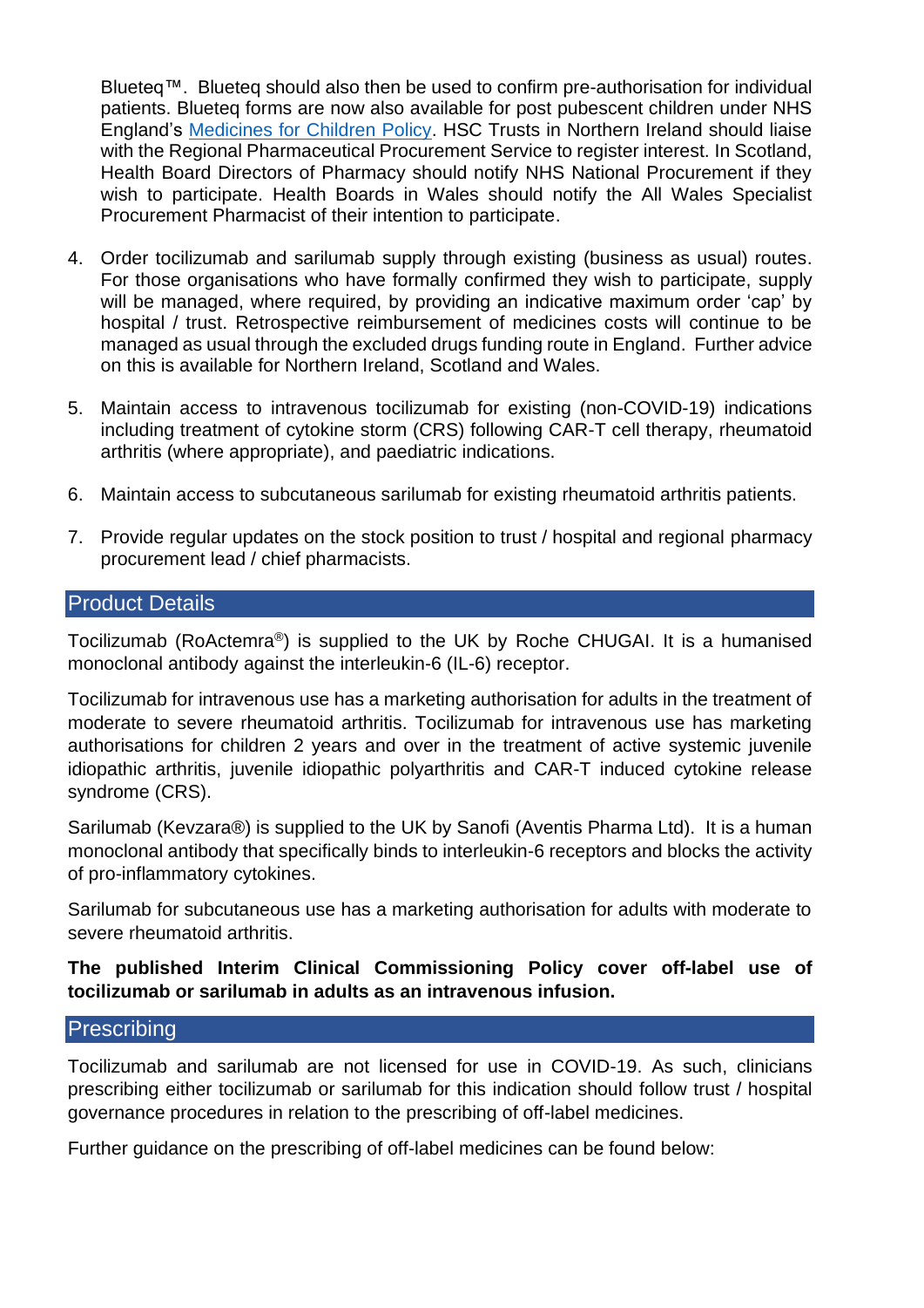Blueteq™. Blueteq should also then be used to confirm pre-authorisation for individual patients. Blueteq forms are now also available for post pubescent children under NHS England's [Medicines for Children Policy](). HSC Trusts in Northern Ireland should liaise with the Regional Pharmaceutical Procurement Service to register interest. In Scotland, Health Board Directors of Pharmacy should notify NHS National Procurement if they wish to participate. Health Boards in Wales should notify the All Wales Specialist Procurement Pharmacist of their intention to participate.

4. Order tocilizumab and sarilumab supply through existing (business as usual) routes. For those organisations who have formally confirmed they wish to participate, supply will be managed, where required, by providing an indicative maximum order 'cap' by hospital / trust. Retrospective reimbursement of medicines costs will continue to be managed as usual through the excluded drugs funding route in England. Further advice on this is available for Northern Ireland, Scotland and Wales.

5. Maintain access to intravenous tocilizumab for existing (non-COVID-19) indications including treatment of cytokine storm (CRS) following CAR-T cell therapy, rheumatoid arthritis (where appropriate), and paediatric indications.

6. Maintain access to subcutaneous sarilumab for existing rheumatoid arthritis patients.

7. Provide regular updates on the stock position to trust / hospital and regional pharmacy procurement lead / chief pharmacists.

## Product Details

Tocilizumab (RoActemra®) is supplied to the UK by Roche CHUGAI. It is a humanised monoclonal antibody against the interleukin-6 (IL-6) receptor.

Tocilizumab for intravenous use has a marketing authorisation for adults in the treatment of moderate to severe rheumatoid arthritis. Tocilizumab for intravenous use has marketing authorisations for children 2 years and over in the treatment of active systemic juvenile idiopathic arthritis, juvenile idiopathic polyarthritis and CAR-T induced cytokine release syndrome (CRS).

Sarilumab (Kevzara®) is supplied to the UK by Sanofi (Aventis Pharma Ltd). It is a human monoclonal antibody that specifically binds to interleukin-6 receptors and blocks the activity of pro-inflammatory cytokines.

Sarilumab for subcutaneous use has a marketing authorisation for adults with moderate to severe rheumatoid arthritis.

**The published Interim Clinical Commissioning Policy cover off-label use of tocilizumab or sarilumab in adults as an intravenous infusion.**

## Prescribing

Tocilizumab and sarilumab are not licensed for use in COVID-19. As such, clinicians prescribing either tocilizumab or sarilumab for this indication should follow trust / hospital governance procedures in relation to the prescribing of off-label medicines.

Further guidance on the prescribing of off-label medicines can be found below: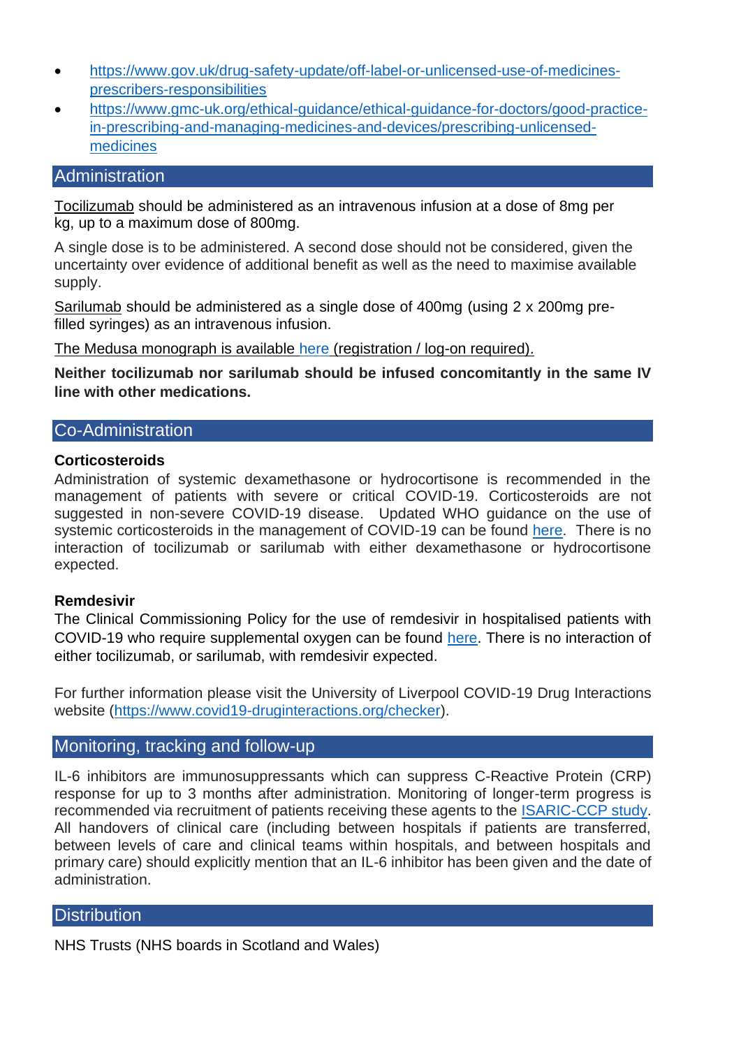- [https://www.gov.uk/drug-safety-update/off-label-or-unlicensed-use-of-medicines-prescribers-responsibilities](https://www.gov.uk/drug-safety-update/off-label-or-unlicensed-use-of-medicines-prescribers-responsibilities)
- [https://www.gmc-uk.org/ethical-guidance/ethical-guidance-for-doctors/good-practice-in-prescribing-and-managing-medicines-and-devices/prescribing-unlicensed-medicines](https://www.gmc-uk.org/ethical-guidance/ethical-guidance-for-doctors/good-practice-in-prescribing-and-managing-medicines-and-devices/prescribing-unlicensed-medicines)

## Administration

Tocilizumab should be administered as an intravenous infusion at a dose of 8mg per kg, up to a maximum dose of 800mg.

A single dose is to be administered. A second dose should not be considered, given the uncertainty over evidence of additional benefit as well as the need to maximise available supply.

Sarilumab should be administered as a single dose of 400mg (using 2 x 200mg pre-filled syringes) as an intravenous infusion.

The Medusa monograph is available here (registration / log-on required).

**Neither tocilizumab nor sarilumab should be infused concomitantly in the same IV line with other medications.**

## Co-Administration

**Corticosteroids**

Administration of systemic dexamethasone or hydrocortisone is recommended in the management of patients with severe or critical COVID-19. Corticosteroids are not suggested in non-severe COVID-19 disease. Updated WHO guidance on the use of systemic corticosteroids in the management of COVID-19 can be found here. There is no interaction of tocilizumab or sarilumab with either dexamethasone or hydrocortisone expected.

**Remdesivir**

The Clinical Commissioning Policy for the use of remdesivir in hospitalised patients with COVID-19 who require supplemental oxygen can be found here. There is no interaction of either tocilizumab, or sarilumab, with remdesivir expected.

For further information please visit the University of Liverpool COVID-19 Drug Interactions website ([https://www.covid19-druginteractions.org/checker](https://www.covid19-druginteractions.org/checker)).

## Monitoring, tracking and follow-up

IL-6 inhibitors are immunosuppressants which can suppress C-Reactive Protein (CRP) response for up to 3 months after administration. Monitoring of longer-term progress is recommended via recruitment of patients receiving these agents to the ISARIC-CCP study. All handovers of clinical care (including between hospitals if patients are transferred, between levels of care and clinical teams within hospitals, and between hospitals and primary care) should explicitly mention that an IL-6 inhibitor has been given and the date of administration.

## Distribution

NHS Trusts (NHS boards in Scotland and Wales)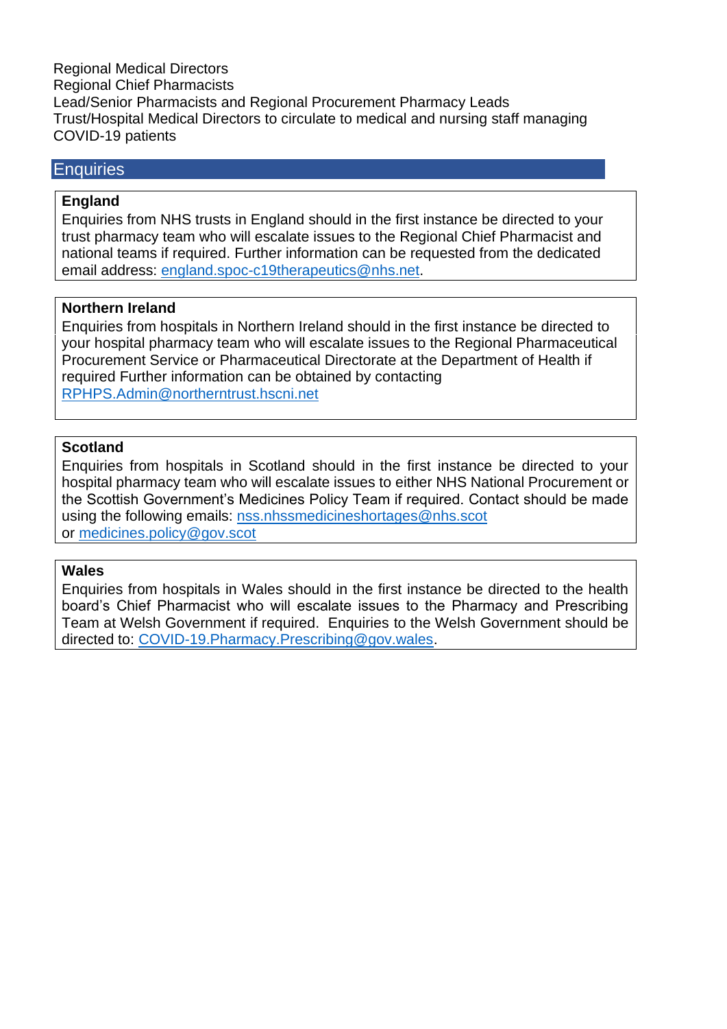Regional Medical Directors
Regional Chief Pharmacists
Lead/Senior Pharmacists and Regional Procurement Pharmacy Leads
Trust/Hospital Medical Directors to circulate to medical and nursing staff managing COVID-19 patients

## Enquiries

**England**

Enquiries from NHS trusts in England should in the first instance be directed to your trust pharmacy team who will escalate issues to the Regional Chief Pharmacist and national teams if required. Further information can be requested from the dedicated email address: england.spoc-c19therapeutics@nhs.net.

**Northern Ireland**

Enquiries from hospitals in Northern Ireland should in the first instance be directed to your hospital pharmacy team who will escalate issues to the Regional Pharmaceutical Procurement Service or Pharmaceutical Directorate at the Department of Health if required Further information can be obtained by contacting RPHPS.Admin@northerntrust.hscni.net

**Scotland**

Enquiries from hospitals in Scotland should in the first instance be directed to your hospital pharmacy team who will escalate issues to either NHS National Procurement or the Scottish Government's Medicines Policy Team if required. Contact should be made using the following emails: nss.nhssmedicineshortages@nhs.scot
or medicines.policy@gov.scot

**Wales**

Enquiries from hospitals in Wales should in the first instance be directed to the health board's Chief Pharmacist who will escalate issues to the Pharmacy and Prescribing Team at Welsh Government if required. Enquiries to the Welsh Government should be directed to: COVID-19.Pharmacy.Prescribing@gov.wales.